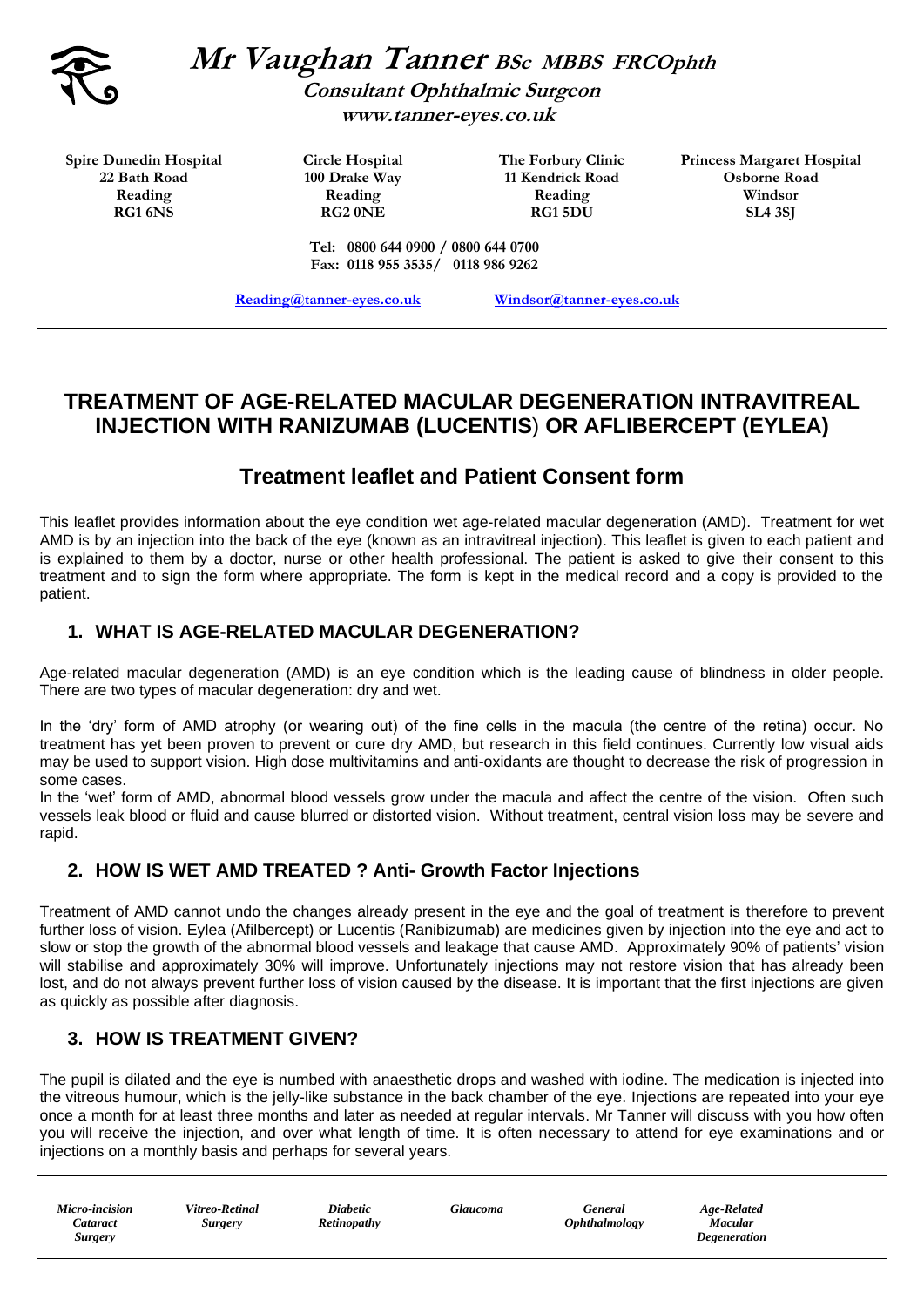# Mr Vaughan Tanner BSc MBBS FRCOphth

**Consultant Ophthalmic Surgeon**

**www.tanner-eyes.co.uk**

| Spire Dunedin Hospital | Circle Hospital | The Forbury Clinic | Princess Margaret Hospital |
|---|---|---|---|
| 22 Bath Road | 100 Drake Way | 11 Kendrick Road | Osborne Road |
| Reading | Reading | Reading | Windsor |
| RG1 6NS | RG2 0NE | RG1 5DU | SL4 3SJ |

**Tel: 0800 644 0900 / 0800 644 0700**
**Fax: 0118 955 3535/ 0118 986 9262**

**Reading@tanner-eyes.co.uk** **Windsor@tanner-eyes.co.uk**

# TREATMENT OF AGE-RELATED MACULAR DEGENERATION INTRAVITREAL INJECTION WITH RANIZUMAB (LUCENTIS) OR AFLIBERCEPT (EYLEA)

## Treatment leaflet and Patient Consent form

This leaflet provides information about the eye condition wet age-related macular degeneration (AMD). Treatment for wet AMD is by an injection into the back of the eye (known as an intravitreal injection). This leaflet is given to each patient and is explained to them by a doctor, nurse or other health professional. The patient is asked to give their consent to this treatment and to sign the form where appropriate. The form is kept in the medical record and a copy is provided to the patient.

### 1. WHAT IS AGE-RELATED MACULAR DEGENERATION?

Age-related macular degeneration (AMD) is an eye condition which is the leading cause of blindness in older people. There are two types of macular degeneration: dry and wet.

In the 'dry' form of AMD atrophy (or wearing out) of the fine cells in the macula (the centre of the retina) occur. No treatment has yet been proven to prevent or cure dry AMD, but research in this field continues. Currently low visual aids may be used to support vision. High dose multivitamins and anti-oxidants are thought to decrease the risk of progression in some cases.

In the 'wet' form of AMD, abnormal blood vessels grow under the macula and affect the centre of the vision. Often such vessels leak blood or fluid and cause blurred or distorted vision. Without treatment, central vision loss may be severe and rapid.

### 2. HOW IS WET AMD TREATED ? Anti- Growth Factor Injections

Treatment of AMD cannot undo the changes already present in the eye and the goal of treatment is therefore to prevent further loss of vision. Eylea (Afilbercept) or Lucentis (Ranibizumab) are medicines given by injection into the eye and act to slow or stop the growth of the abnormal blood vessels and leakage that cause AMD. Approximately 90% of patients' vision will stabilise and approximately 30% will improve. Unfortunately injections may not restore vision that has already been lost, and do not always prevent further loss of vision caused by the disease. It is important that the first injections are given as quickly as possible after diagnosis.

### 3. HOW IS TREATMENT GIVEN?

The pupil is dilated and the eye is numbed with anaesthetic drops and washed with iodine. The medication is injected into the vitreous humour, which is the jelly-like substance in the back chamber of the eye. Injections are repeated into your eye once a month for at least three months and later as needed at regular intervals. Mr Tanner will discuss with you how often you will receive the injection, and over what length of time. It is often necessary to attend for eye examinations and or injections on a monthly basis and perhaps for several years.

*Micro-incision Cataract Surgery* | *Vitreo-Retinal Surgery* | *Diabetic Retinopathy* | *Glaucoma* | *General Ophthalmology* | *Age-Related Macular Degeneration*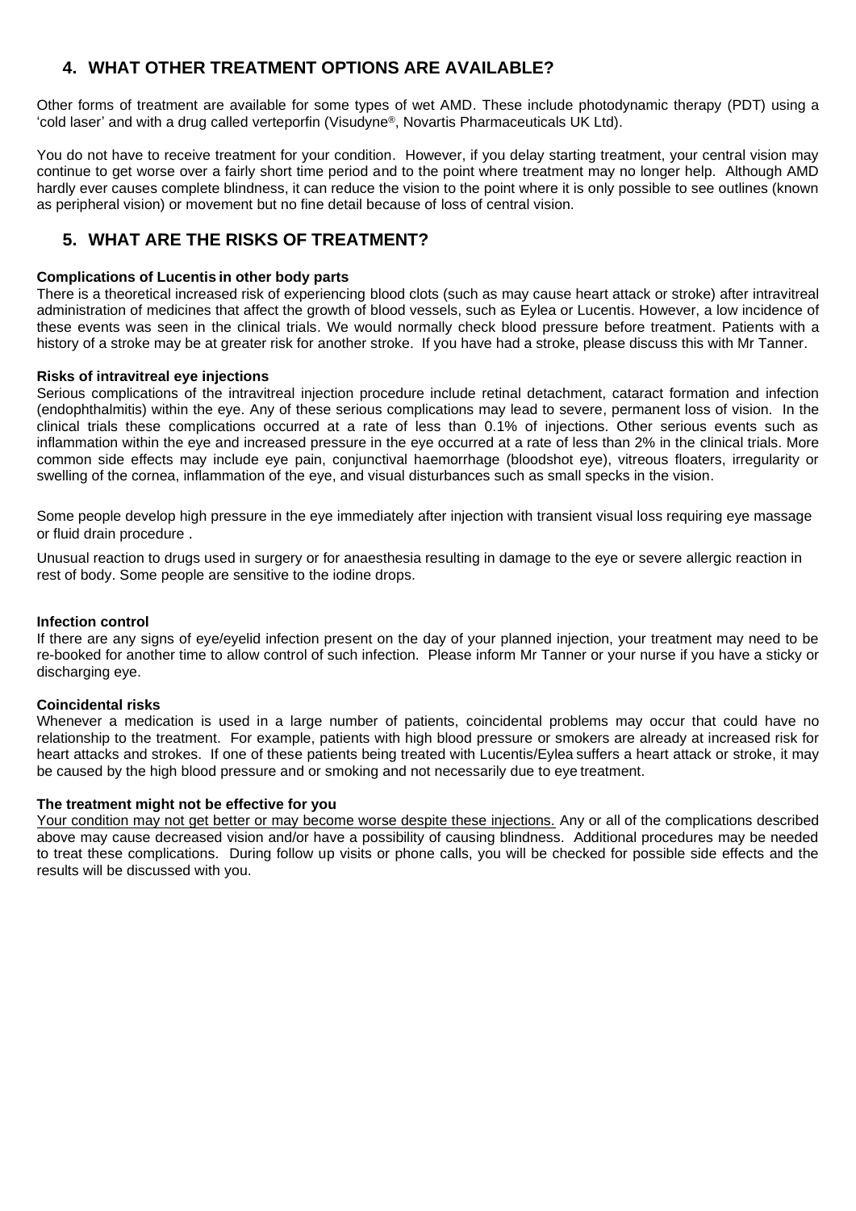## 4. WHAT OTHER TREATMENT OPTIONS ARE AVAILABLE?

Other forms of treatment are available for some types of wet AMD. These include photodynamic therapy (PDT) using a 'cold laser' and with a drug called verteporfin (Visudyne®, Novartis Pharmaceuticals UK Ltd).

You do not have to receive treatment for your condition. However, if you delay starting treatment, your central vision may continue to get worse over a fairly short time period and to the point where treatment may no longer help. Although AMD hardly ever causes complete blindness, it can reduce the vision to the point where it is only possible to see outlines (known as peripheral vision) or movement but no fine detail because of loss of central vision.

## 5. WHAT ARE THE RISKS OF TREATMENT?

**Complications of Lucentis in other body parts**
There is a theoretical increased risk of experiencing blood clots (such as may cause heart attack or stroke) after intravitreal administration of medicines that affect the growth of blood vessels, such as Eylea or Lucentis. However, a low incidence of these events was seen in the clinical trials. We would normally check blood pressure before treatment. Patients with a history of a stroke may be at greater risk for another stroke. If you have had a stroke, please discuss this with Mr Tanner.

**Risks of intravitreal eye injections**
Serious complications of the intravitreal injection procedure include retinal detachment, cataract formation and infection (endophthalmitis) within the eye. Any of these serious complications may lead to severe, permanent loss of vision. In the clinical trials these complications occurred at a rate of less than 0.1% of injections. Other serious events such as inflammation within the eye and increased pressure in the eye occurred at a rate of less than 2% in the clinical trials. More common side effects may include eye pain, conjunctival haemorrhage (bloodshot eye), vitreous floaters, irregularity or swelling of the cornea, inflammation of the eye, and visual disturbances such as small specks in the vision.

Some people develop high pressure in the eye immediately after injection with transient visual loss requiring eye massage or fluid drain procedure .

Unusual reaction to drugs used in surgery or for anaesthesia resulting in damage to the eye or severe allergic reaction in rest of body. Some people are sensitive to the iodine drops.

**Infection control**
If there are any signs of eye/eyelid infection present on the day of your planned injection, your treatment may need to be re-booked for another time to allow control of such infection. Please inform Mr Tanner or your nurse if you have a sticky or discharging eye.

**Coincidental risks**
Whenever a medication is used in a large number of patients, coincidental problems may occur that could have no relationship to the treatment. For example, patients with high blood pressure or smokers are already at increased risk for heart attacks and strokes. If one of these patients being treated with Lucentis/Eylea suffers a heart attack or stroke, it may be caused by the high blood pressure and or smoking and not necessarily due to eye treatment.

**The treatment might not be effective for you**
Your condition may not get better or may become worse despite these injections. Any or all of the complications described above may cause decreased vision and/or have a possibility of causing blindness. Additional procedures may be needed to treat these complications. During follow up visits or phone calls, you will be checked for possible side effects and the results will be discussed with you.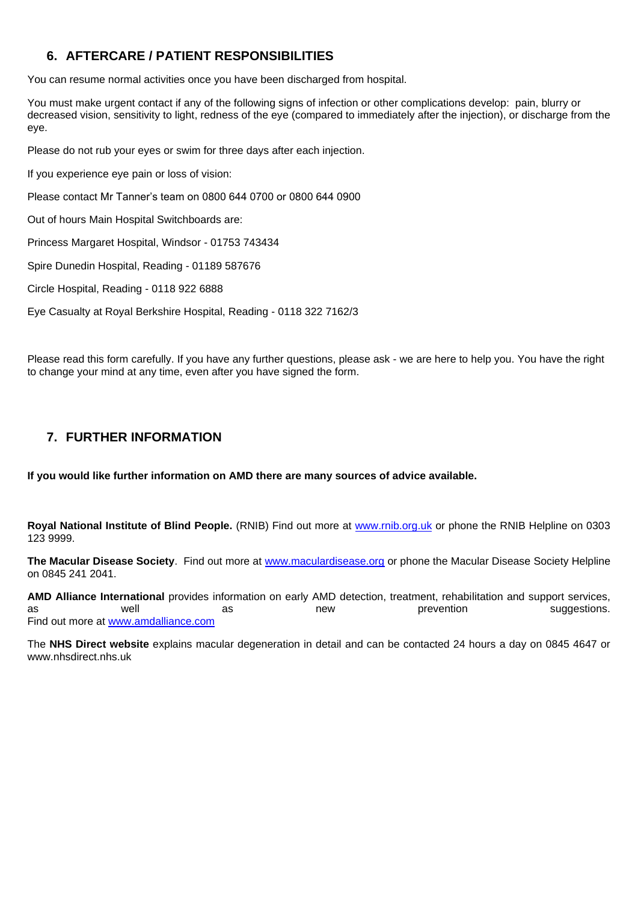## 6. AFTERCARE / PATIENT RESPONSIBILITIES

You can resume normal activities once you have been discharged from hospital.

You must make urgent contact if any of the following signs of infection or other complications develop: pain, blurry or decreased vision, sensitivity to light, redness of the eye (compared to immediately after the injection), or discharge from the eye.

Please do not rub your eyes or swim for three days after each injection.

If you experience eye pain or loss of vision:

Please contact Mr Tanner's team on 0800 644 0700 or 0800 644 0900

Out of hours Main Hospital Switchboards are:

Princess Margaret Hospital, Windsor - 01753 743434

Spire Dunedin Hospital, Reading - 01189 587676

Circle Hospital, Reading - 0118 922 6888

Eye Casualty at Royal Berkshire Hospital, Reading - 0118 322 7162/3

Please read this form carefully. If you have any further questions, please ask - we are here to help you. You have the right to change your mind at any time, even after you have signed the form.

## 7. FURTHER INFORMATION

**If you would like further information on AMD there are many sources of advice available.**

**Royal National Institute of Blind People.** (RNIB) Find out more at www.rnib.org.uk or phone the RNIB Helpline on 0303 123 9999.

**The Macular Disease Society**. Find out more at www.maculardisease.org or phone the Macular Disease Society Helpline on 0845 241 2041.

**AMD Alliance International** provides information on early AMD detection, treatment, rehabilitation and support services, as well as new prevention suggestions. Find out more at www.amdalliance.com

The **NHS Direct website** explains macular degeneration in detail and can be contacted 24 hours a day on 0845 4647 or www.nhsdirect.nhs.uk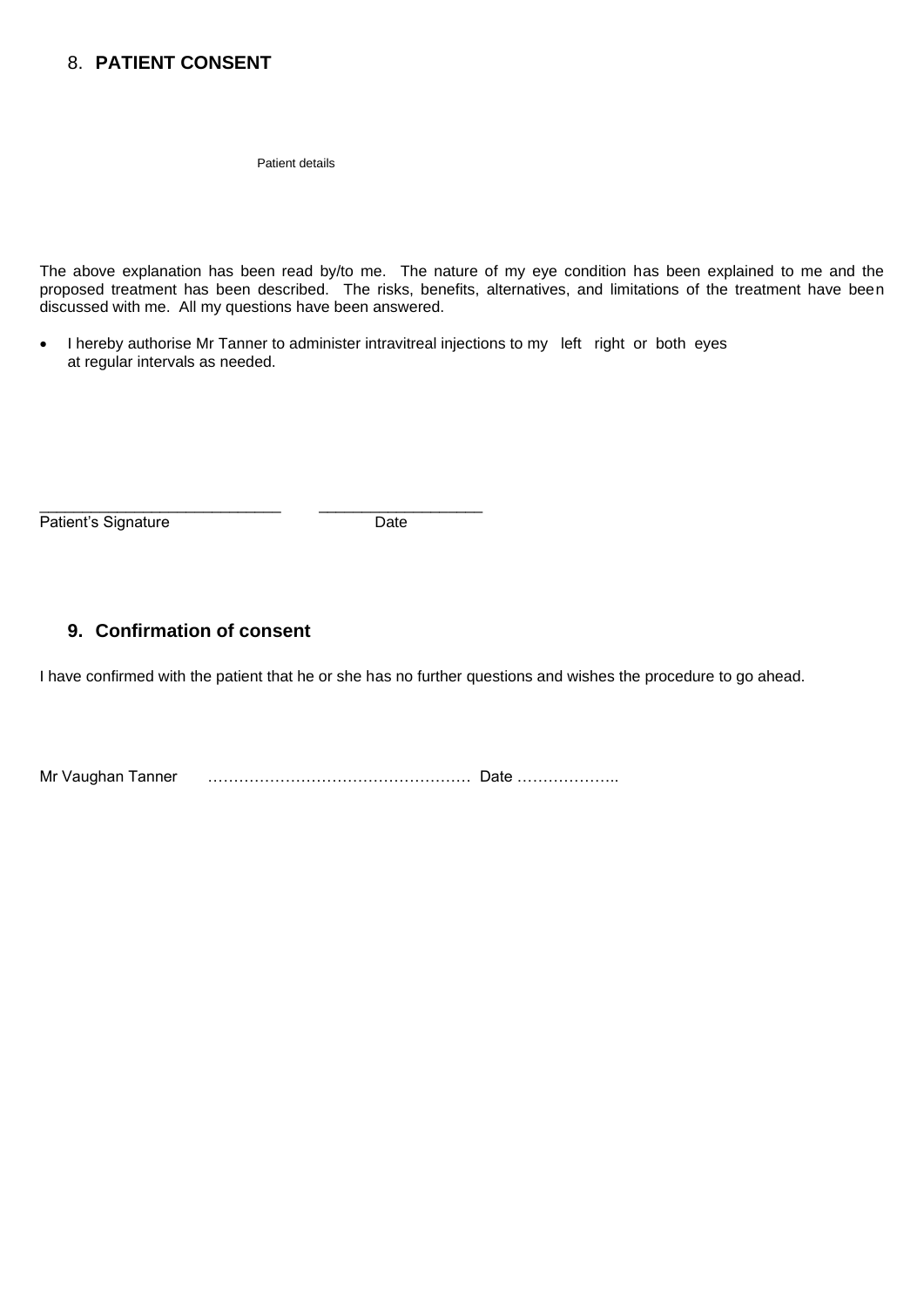## 8. **PATIENT CONSENT**

Patient details

The above explanation has been read by/to me. The nature of my eye condition has been explained to me and the proposed treatment has been described. The risks, benefits, alternatives, and limitations of the treatment have been discussed with me. All my questions have been answered.

- I hereby authorise Mr Tanner to administer intravitreal injections to my left right or both eyes at regular intervals as needed.

\_\_\_\_\_\_\_\_\_\_\_\_\_\_\_\_\_\_\_\_\_\_\_\_\_\_\_\_ \_\_\_\_\_\_\_\_\_\_\_\_\_\_\_\_\_\_\_
Patient's Signature Date

## **9. Confirmation of consent**

I have confirmed with the patient that he or she has no further questions and wishes the procedure to go ahead.

Mr Vaughan Tanner …………………………………………… Date ………………..